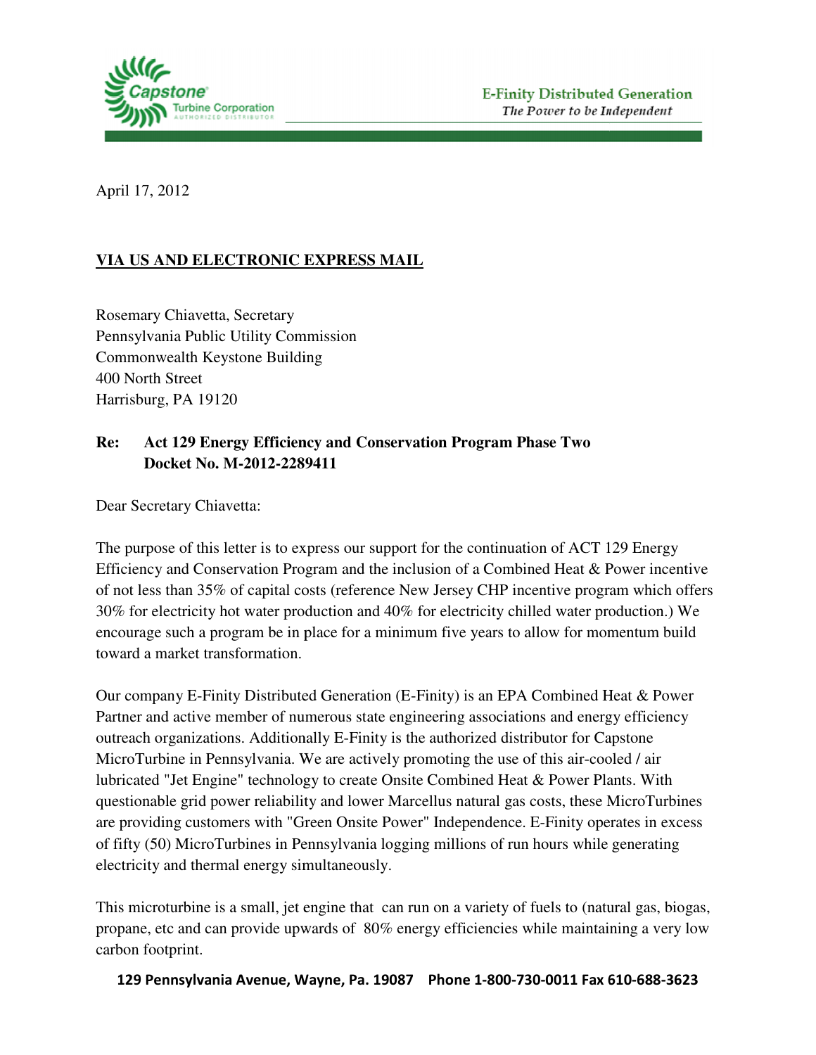Capstone Turbine Corporation
AUTHORIZED DISTRIBUTOR

E-Finity Distributed Generation
*The Power to be Independent*

April 17, 2012

**VIA US AND ELECTRONIC EXPRESS MAIL**

Rosemary Chiavetta, Secretary
Pennsylvania Public Utility Commission
Commonwealth Keystone Building
400 North Street
Harrisburg, PA 19120

**Re: Act 129 Energy Efficiency and Conservation Program Phase Two**
**Docket No. M-2012-2289411**

Dear Secretary Chiavetta:

The purpose of this letter is to express our support for the continuation of ACT 129 Energy Efficiency and Conservation Program and the inclusion of a Combined Heat & Power incentive of not less than 35% of capital costs (reference New Jersey CHP incentive program which offers 30% for electricity hot water production and 40% for electricity chilled water production.) We encourage such a program be in place for a minimum five years to allow for momentum build toward a market transformation.

Our company E-Finity Distributed Generation (E-Finity) is an EPA Combined Heat & Power Partner and active member of numerous state engineering associations and energy efficiency outreach organizations. Additionally E-Finity is the authorized distributor for Capstone MicroTurbine in Pennsylvania. We are actively promoting the use of this air-cooled / air lubricated "Jet Engine" technology to create Onsite Combined Heat & Power Plants. With questionable grid power reliability and lower Marcellus natural gas costs, these MicroTurbines are providing customers with "Green Onsite Power" Independence. E-Finity operates in excess of fifty (50) MicroTurbines in Pennsylvania logging millions of run hours while generating electricity and thermal energy simultaneously.

This microturbine is a small, jet engine that can run on a variety of fuels to (natural gas, biogas, propane, etc and can provide upwards of 80% energy efficiencies while maintaining a very low carbon footprint.

129 Pennsylvania Avenue, Wayne, Pa. 19087 Phone 1-800-730-0011 Fax 610-688-3623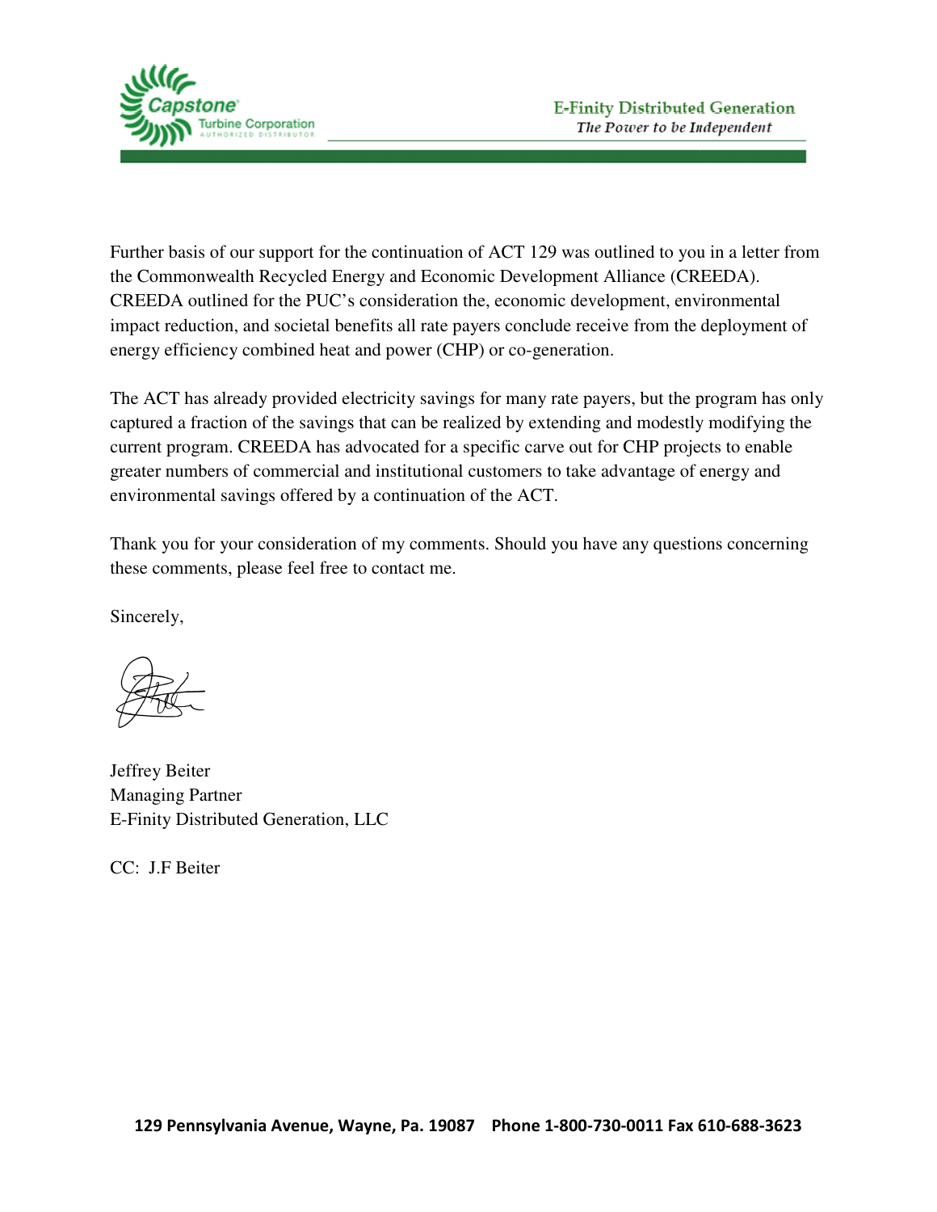Further basis of our support for the continuation of ACT 129 was outlined to you in a letter from the Commonwealth Recycled Energy and Economic Development Alliance (CREEDA). CREEDA outlined for the PUC's consideration the, economic development, environmental impact reduction, and societal benefits all rate payers conclude receive from the deployment of energy efficiency combined heat and power (CHP) or co-generation.

The ACT has already provided electricity savings for many rate payers, but the program has only captured a fraction of the savings that can be realized by extending and modestly modifying the current program. CREEDA has advocated for a specific carve out for CHP projects to enable greater numbers of commercial and institutional customers to take advantage of energy and environmental savings offered by a continuation of the ACT.

Thank you for your consideration of my comments. Should you have any questions concerning these comments, please feel free to contact me.

Sincerely,

Jeffrey Beiter
Managing Partner
E-Finity Distributed Generation, LLC

CC: J.F Beiter